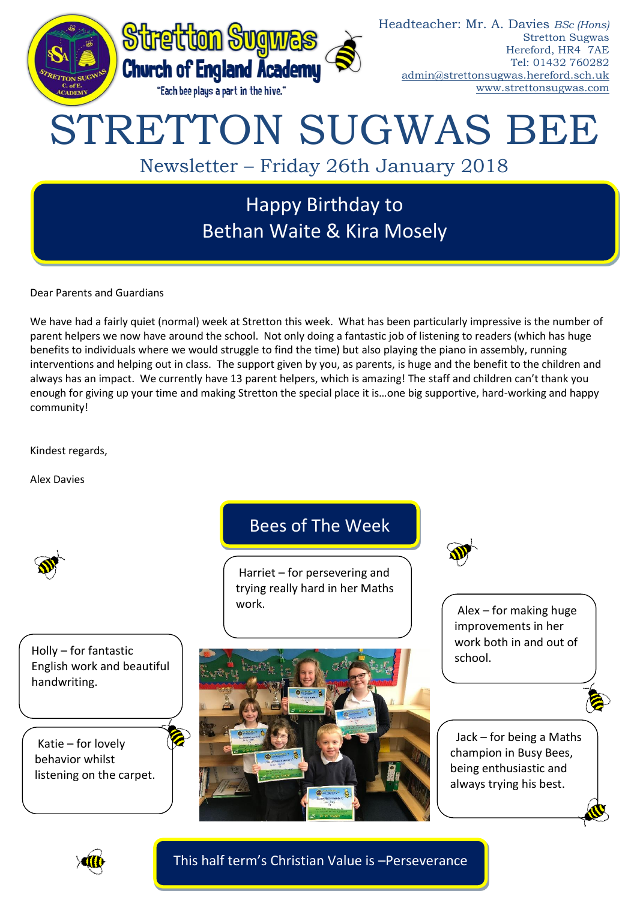Stretton Sugwas Church of England Academy

"Each bee plays a part in the hive."

Headteacher: Mr. A. Davies *BSc (Hons)*
Stretton Sugwas
Hereford, HR4 7AE
Tel: 01432 760282
admin@strettonsugwas.hereford.sch.uk
www.strettonsugwas.com

# STRETTON SUGWAS BEE

## Newsletter – Friday 26th January 2018

### Happy Birthday to Bethan Waite & Kira Mosely

Dear Parents and Guardians

We have had a fairly quiet (normal) week at Stretton this week. What has been particularly impressive is the number of parent helpers we now have around the school. Not only doing a fantastic job of listening to readers (which has huge benefits to individuals where we would struggle to find the time) but also playing the piano in assembly, running interventions and helping out in class. The support given by you, as parents, is huge and the benefit to the children and always has an impact. We currently have 13 parent helpers, which is amazing! The staff and children can't thank you enough for giving up your time and making Stretton the special place it is…one big supportive, hard-working and happy community!

Kindest regards,

Alex Davies

## Bees of The Week

Harriet – for persevering and trying really hard in her Maths work.

Holly – for fantastic English work and beautiful handwriting.

Katie – for lovely behavior whilst listening on the carpet.

Alex – for making huge improvements in her work both in and out of school.

Jack – for being a Maths champion in Busy Bees, being enthusiastic and always trying his best.

This half term's Christian Value is –Perseverance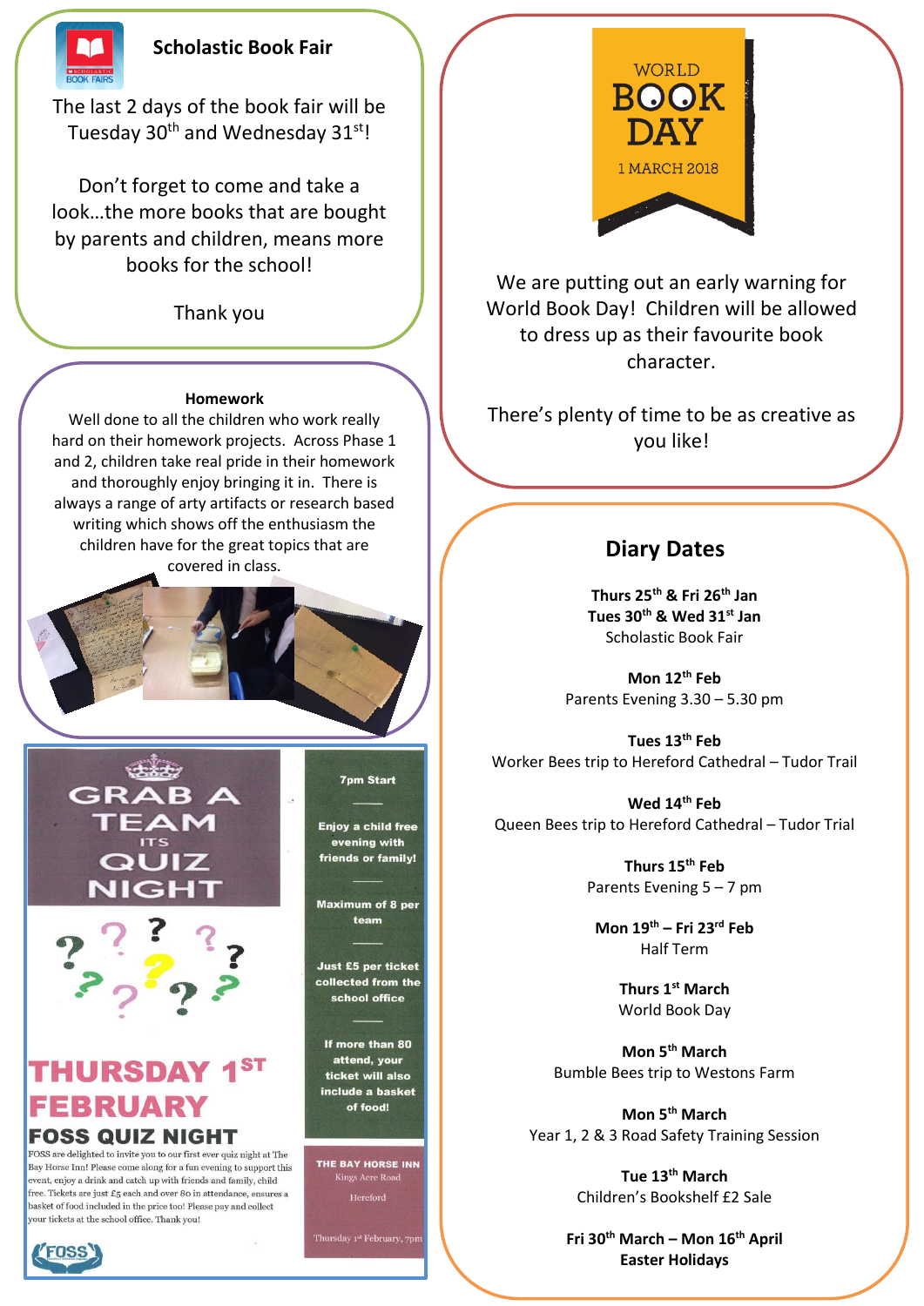## Scholastic Book Fair

The last 2 days of the book fair will be Tuesday 30th and Wednesday 31st!

Don't forget to come and take a look…the more books that are bought by parents and children, means more books for the school!

Thank you

### Homework

Well done to all the children who work really hard on their homework projects. Across Phase 1 and 2, children take real pride in their homework and thoroughly enjoy bringing it in. There is always a range of arty artifacts or research based writing which shows off the enthusiasm the children have for the great topics that are covered in class.

## GRAB A TEAM ITS QUIZ NIGHT

**THURSDAY 1ST FEBRUARY**

**FOSS QUIZ NIGHT**

FOSS are delighted to invite you to our first ever quiz night at The Bay Horse Inn! Please come along for a fun evening to support this event, enjoy a drink and catch up with friends and family, child free. Tickets are just £5 each and over 80 in attendance, ensures a basket of food included in the price too! Please pay and collect your tickets at the school office. Thank you!

7pm Start

Enjoy a child free evening with friends or family!

Maximum of 8 per team

Just £5 per ticket collected from the school office

If more than 80 attend, your ticket will also include a basket of food!

THE BAY HORSE INN
Kings Acre Road
Hereford

Thursday 1st February, 7pm

FOSS

## WORLD BOOK DAY

1 MARCH 2018

We are putting out an early warning for World Book Day! Children will be allowed to dress up as their favourite book character.

There's plenty of time to be as creative as you like!

## Diary Dates

**Thurs 25th & Fri 26th Jan**
**Tues 30th & Wed 31st Jan**
Scholastic Book Fair

**Mon 12th Feb**
Parents Evening 3.30 – 5.30 pm

**Tues 13th Feb**
Worker Bees trip to Hereford Cathedral – Tudor Trail

**Wed 14th Feb**
Queen Bees trip to Hereford Cathedral – Tudor Trial

**Thurs 15th Feb**
Parents Evening 5 – 7 pm

**Mon 19th – Fri 23rd Feb**
Half Term

**Thurs 1st March**
World Book Day

**Mon 5th March**
Bumble Bees trip to Westons Farm

**Mon 5th March**
Year 1, 2 & 3 Road Safety Training Session

**Tue 13th March**
Children's Bookshelf £2 Sale

**Fri 30th March – Mon 16th April**
**Easter Holidays**